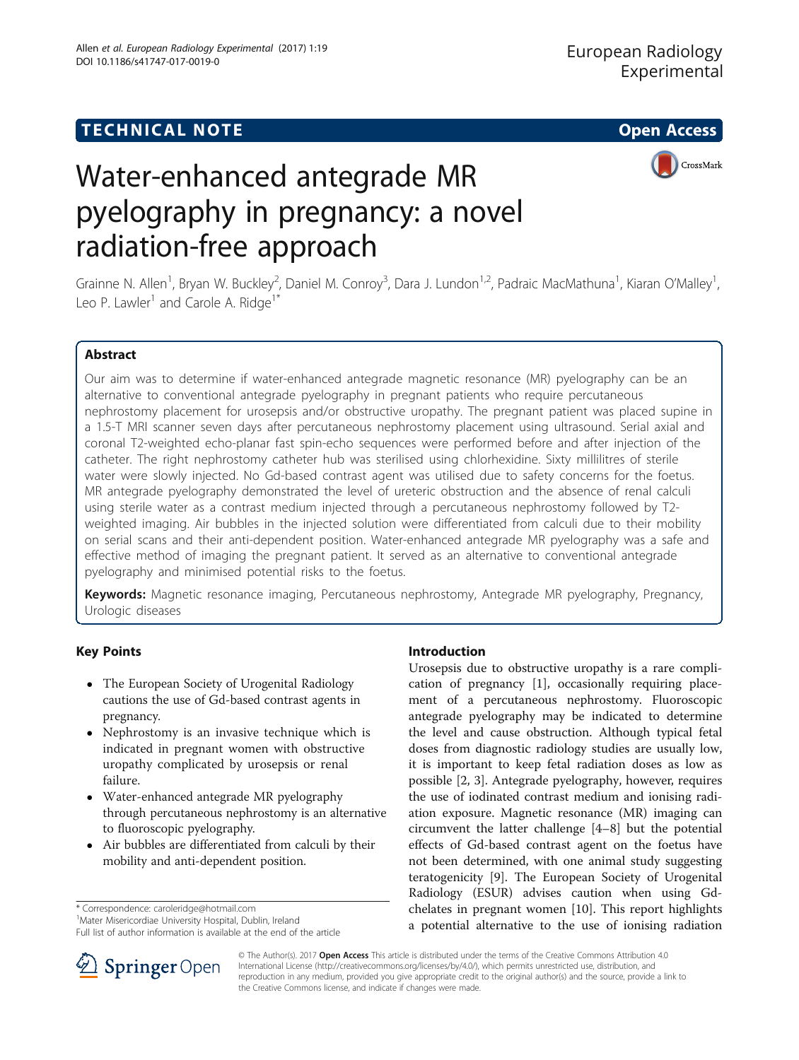**TECHNICAL NOTE** **Open Access**

# Water-enhanced antegrade MR pyelography in pregnancy: a novel radiation-free approach

Grainne N. Allen[1], Bryan W. Buckley[2], Daniel M. Conroy[3], Dara J. Lundon[1,2], Padraic MacMathuna[1], Kiaran O'Malley[1], Leo P. Lawler[1] and Carole A. Ridge[1*]

## Abstract

Our aim was to determine if water-enhanced antegrade magnetic resonance (MR) pyelography can be an alternative to conventional antegrade pyelography in pregnant patients who require percutaneous nephrostomy placement for urosepsis and/or obstructive uropathy. The pregnant patient was placed supine in a 1.5-T MRI scanner seven days after percutaneous nephrostomy placement using ultrasound. Serial axial and coronal T2-weighted echo-planar fast spin-echo sequences were performed before and after injection of the catheter. The right nephrostomy catheter hub was sterilised using chlorhexidine. Sixty millilitres of sterile water were slowly injected. No Gd-based contrast agent was utilised due to safety concerns for the foetus. MR antegrade pyelography demonstrated the level of ureteric obstruction and the absence of renal calculi using sterile water as a contrast medium injected through a percutaneous nephrostomy followed by T2-weighted imaging. Air bubbles in the injected solution were differentiated from calculi due to their mobility on serial scans and their anti-dependent position. Water-enhanced antegrade MR pyelography was a safe and effective method of imaging the pregnant patient. It served as an alternative to conventional antegrade pyelography and minimised potential risks to the foetus.

**Keywords:** Magnetic resonance imaging, Percutaneous nephrostomy, Antegrade MR pyelography, Pregnancy, Urologic diseases

## Key Points

- The European Society of Urogenital Radiology cautions the use of Gd-based contrast agents in pregnancy.
- Nephrostomy is an invasive technique which is indicated in pregnant women with obstructive uropathy complicated by urosepsis or renal failure.
- Water-enhanced antegrade MR pyelography through percutaneous nephrostomy is an alternative to fluoroscopic pyelography.
- Air bubbles are differentiated from calculi by their mobility and anti-dependent position.

\* Correspondence: caroleridge@hotmail.com
[1]Mater Misericordiae University Hospital, Dublin, Ireland
Full list of author information is available at the end of the article

## Introduction

Urosepsis due to obstructive uropathy is a rare complication of pregnancy [1], occasionally requiring placement of a percutaneous nephrostomy. Fluoroscopic antegrade pyelography may be indicated to determine the level and cause obstruction. Although typical fetal doses from diagnostic radiology studies are usually low, it is important to keep fetal radiation doses as low as possible [2, 3]. Antegrade pyelography, however, requires the use of iodinated contrast medium and ionising radiation exposure. Magnetic resonance (MR) imaging can circumvent the latter challenge [4–8] but the potential effects of Gd-based contrast agent on the foetus have not been determined, with one animal study suggesting teratogenicity [9]. The European Society of Urogenital Radiology (ESUR) advises caution when using Gd-chelates in pregnant women [10]. This report highlights a potential alternative to the use of ionising radiation

© The Author(s). 2017 **Open Access** This article is distributed under the terms of the Creative Commons Attribution 4.0 International License (http://creativecommons.org/licenses/by/4.0/), which permits unrestricted use, distribution, and reproduction in any medium, provided you give appropriate credit to the original author(s) and the source, provide a link to the Creative Commons license, and indicate if changes were made.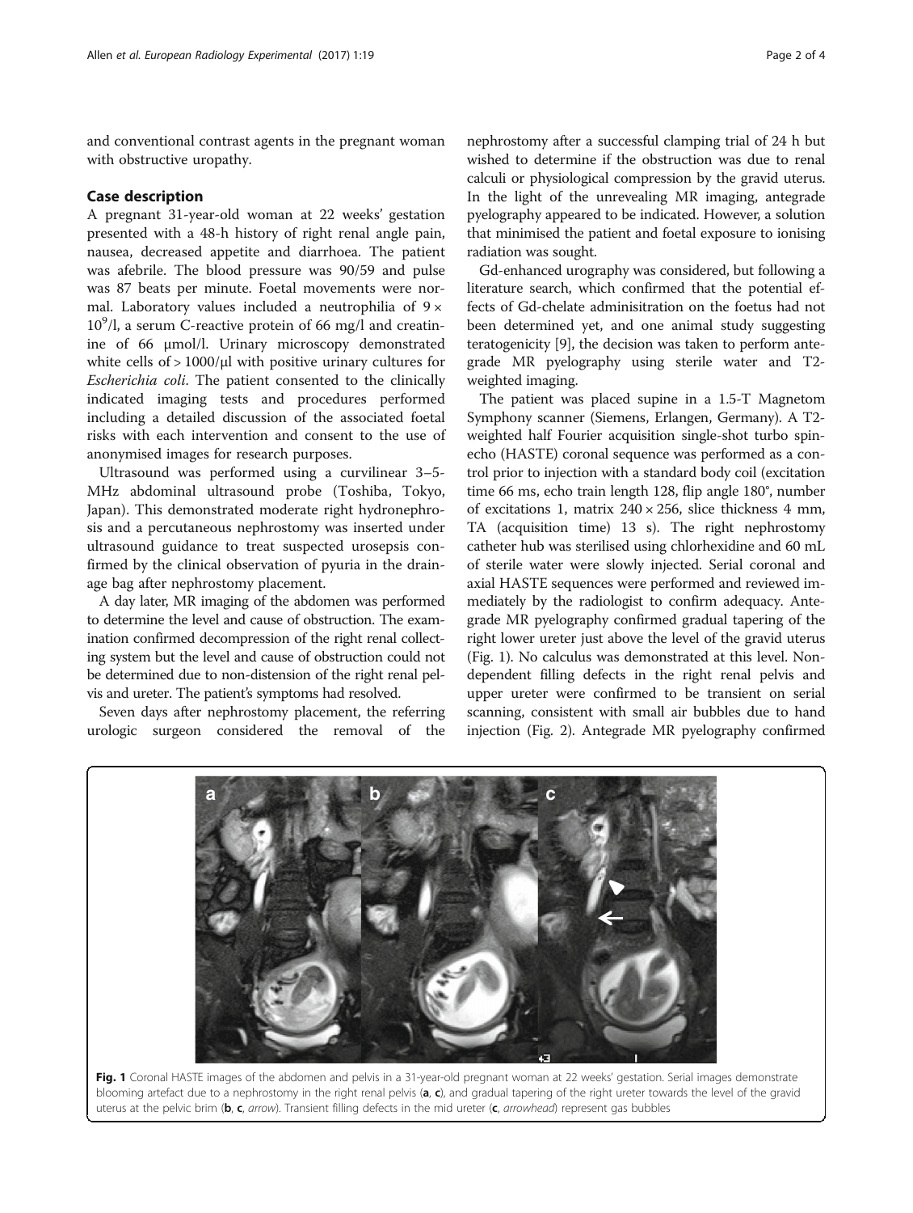and conventional contrast agents in the pregnant woman with obstructive uropathy.

## Case description

A pregnant 31-year-old woman at 22 weeks' gestation presented with a 48-h history of right renal angle pain, nausea, decreased appetite and diarrhoea. The patient was afebrile. The blood pressure was 90/59 and pulse was 87 beats per minute. Foetal movements were normal. Laboratory values included a neutrophilia of $9 \times 10^9$/l, a serum C-reactive protein of 66 mg/l and creatinine of 66 μmol/l. Urinary microscopy demonstrated white cells of > 1000/μl with positive urinary cultures for *Escherichia coli*. The patient consented to the clinically indicated imaging tests and procedures performed including a detailed discussion of the associated foetal risks with each intervention and consent to the use of anonymised images for research purposes.

Ultrasound was performed using a curvilinear 3–5-MHz abdominal ultrasound probe (Toshiba, Tokyo, Japan). This demonstrated moderate right hydronephrosis and a percutaneous nephrostomy was inserted under ultrasound guidance to treat suspected urosepsis confirmed by the clinical observation of pyuria in the drainage bag after nephrostomy placement.

A day later, MR imaging of the abdomen was performed to determine the level and cause of obstruction. The examination confirmed decompression of the right renal collecting system but the level and cause of obstruction could not be determined due to non-distension of the right renal pelvis and ureter. The patient's symptoms had resolved.

Seven days after nephrostomy placement, the referring urologic surgeon considered the removal of the nephrostomy after a successful clamping trial of 24 h but wished to determine if the obstruction was due to renal calculi or physiological compression by the gravid uterus. In the light of the unrevealing MR imaging, antegrade pyelography appeared to be indicated. However, a solution that minimised the patient and foetal exposure to ionising radiation was sought.

Gd-enhanced urography was considered, but following a literature search, which confirmed that the potential effects of Gd-chelate adminisitration on the foetus had not been determined yet, and one animal study suggesting teratogenicity [9], the decision was taken to perform antegrade MR pyelography using sterile water and T2-weighted imaging.

The patient was placed supine in a 1.5-T Magnetom Symphony scanner (Siemens, Erlangen, Germany). A T2-weighted half Fourier acquisition single-shot turbo spin-echo (HASTE) coronal sequence was performed as a control prior to injection with a standard body coil (excitation time 66 ms, echo train length 128, flip angle 180°, number of excitations 1, matrix 240 × 256, slice thickness 4 mm, TA (acquisition time) 13 s). The right nephrostomy catheter hub was sterilised using chlorhexidine and 60 mL of sterile water were slowly injected. Serial coronal and axial HASTE sequences were performed and reviewed immediately by the radiologist to confirm adequacy. Antegrade MR pyelography confirmed gradual tapering of the right lower ureter just above the level of the gravid uterus (Fig. 1). No calculus was demonstrated at this level. Non-dependent filling defects in the right renal pelvis and upper ureter were confirmed to be transient on serial scanning, consistent with small air bubbles due to hand injection (Fig. 2). Antegrade MR pyelography confirmed

**Fig. 1** Coronal HASTE images of the abdomen and pelvis in a 31-year-old pregnant woman at 22 weeks' gestation. Serial images demonstrate blooming artefact due to a nephrostomy in the right renal pelvis (**a**, **c**), and gradual tapering of the right ureter towards the level of the gravid uterus at the pelvic brim (**b**, **c**, *arrow*). Transient filling defects in the mid ureter (**c**, *arrowhead*) represent gas bubbles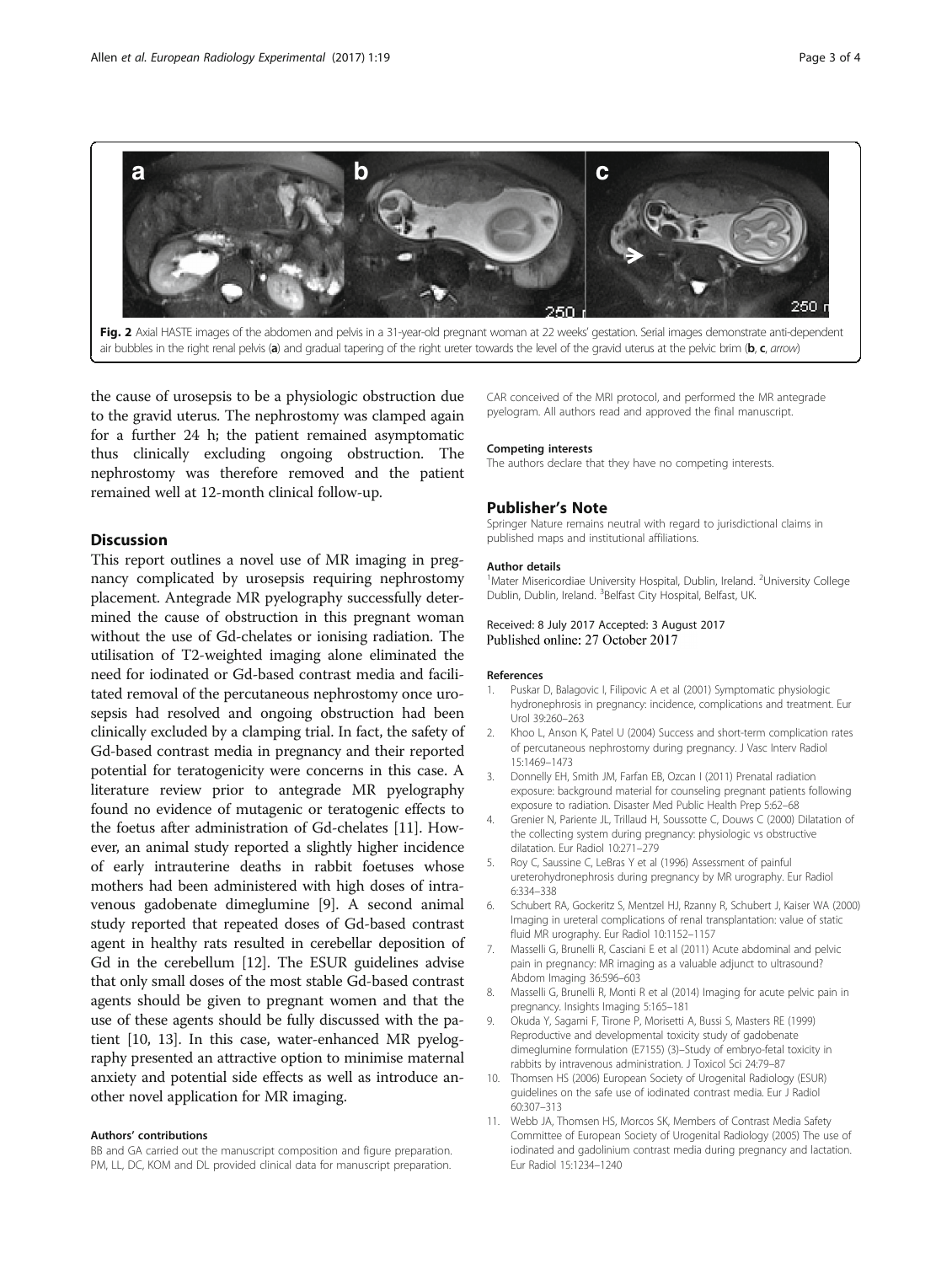Fig. 2 Axial HASTE images of the abdomen and pelvis in a 31-year-old pregnant woman at 22 weeks' gestation. Serial images demonstrate anti-dependent air bubbles in the right renal pelvis (**a**) and gradual tapering of the right ureter towards the level of the gravid uterus at the pelvic brim (**b**, **c**, *arrow*)

the cause of urosepsis to be a physiologic obstruction due to the gravid uterus. The nephrostomy was clamped again for a further 24 h; the patient remained asymptomatic thus clinically excluding ongoing obstruction. The nephrostomy was therefore removed and the patient remained well at 12-month clinical follow-up.

## Discussion

This report outlines a novel use of MR imaging in pregnancy complicated by urosepsis requiring nephrostomy placement. Antegrade MR pyelography successfully determined the cause of obstruction in this pregnant woman without the use of Gd-chelates or ionising radiation. The utilisation of T2-weighted imaging alone eliminated the need for iodinated or Gd-based contrast media and facilitated removal of the percutaneous nephrostomy once urosepsis had resolved and ongoing obstruction had been clinically excluded by a clamping trial. In fact, the safety of Gd-based contrast media in pregnancy and their reported potential for teratogenicity were concerns in this case. A literature review prior to antegrade MR pyelography found no evidence of mutagenic or teratogenic effects to the foetus after administration of Gd-chelates [11]. However, an animal study reported a slightly higher incidence of early intrauterine deaths in rabbit foetuses whose mothers had been administered with high doses of intravenous gadobenate dimeglumine [9]. A second animal study reported that repeated doses of Gd-based contrast agent in healthy rats resulted in cerebellar deposition of Gd in the cerebellum [12]. The ESUR guidelines advise that only small doses of the most stable Gd-based contrast agents should be given to pregnant women and that the use of these agents should be fully discussed with the patient [10, 13]. In this case, water-enhanced MR pyelography presented an attractive option to minimise maternal anxiety and potential side effects as well as introduce another novel application for MR imaging.

#### Authors' contributions

BB and GA carried out the manuscript composition and figure preparation. PM, LL, DC, KOM and DL provided clinical data for manuscript preparation. CAR conceived of the MRI protocol, and performed the MR antegrade pyelogram. All authors read and approved the final manuscript.

#### Competing interests

The authors declare that they have no competing interests.

## Publisher's Note

Springer Nature remains neutral with regard to jurisdictional claims in published maps and institutional affiliations.

#### Author details

[1]Mater Misericordiae University Hospital, Dublin, Ireland. [2]University College Dublin, Dublin, Ireland. [3]Belfast City Hospital, Belfast, UK.

Received: 8 July 2017 Accepted: 3 August 2017
Published online: 27 October 2017

#### References

1. Puskar D, Balagovic I, Filipovic A et al (2001) Symptomatic physiologic hydronephrosis in pregnancy: incidence, complications and treatment. Eur Urol 39:260–263
2. Khoo L, Anson K, Patel U (2004) Success and short-term complication rates of percutaneous nephrostomy during pregnancy. J Vasc Interv Radiol 15:1469–1473
3. Donnelly EH, Smith JM, Farfan EB, Ozcan I (2011) Prenatal radiation exposure: background material for counseling pregnant patients following exposure to radiation. Disaster Med Public Health Prep 5:62–68
4. Grenier N, Pariente JL, Trillaud H, Soussotte C, Douws C (2000) Dilatation of the collecting system during pregnancy: physiologic vs obstructive dilatation. Eur Radiol 10:271–279
5. Roy C, Saussine C, LeBras Y et al (1996) Assessment of painful ureterohydronephrosis during pregnancy by MR urography. Eur Radiol 6:334–338
6. Schubert RA, Gockeritz S, Mentzel HJ, Rzanny R, Schubert J, Kaiser WA (2000) Imaging in ureteral complications of renal transplantation: value of static fluid MR urography. Eur Radiol 10:1152–1157
7. Masselli G, Brunelli R, Casciani E et al (2011) Acute abdominal and pelvic pain in pregnancy: MR imaging as a valuable adjunct to ultrasound? Abdom Imaging 36:596–603
8. Masselli G, Brunelli R, Monti R et al (2014) Imaging for acute pelvic pain in pregnancy. Insights Imaging 5:165–181
9. Okuda Y, Sagami F, Tirone P, Morisetti A, Bussi S, Masters RE (1999) Reproductive and developmental toxicity study of gadobenate dimeglumine formulation (E7155) (3)–Study of embryo-fetal toxicity in rabbits by intravenous administration. J Toxicol Sci 24:79–87
10. Thomsen HS (2006) European Society of Urogenital Radiology (ESUR) guidelines on the safe use of iodinated contrast media. Eur J Radiol 60:307–313
11. Webb JA, Thomsen HS, Morcos SK, Members of Contrast Media Safety Committee of European Society of Urogenital Radiology (2005) The use of iodinated and gadolinium contrast media during pregnancy and lactation. Eur Radiol 15:1234–1240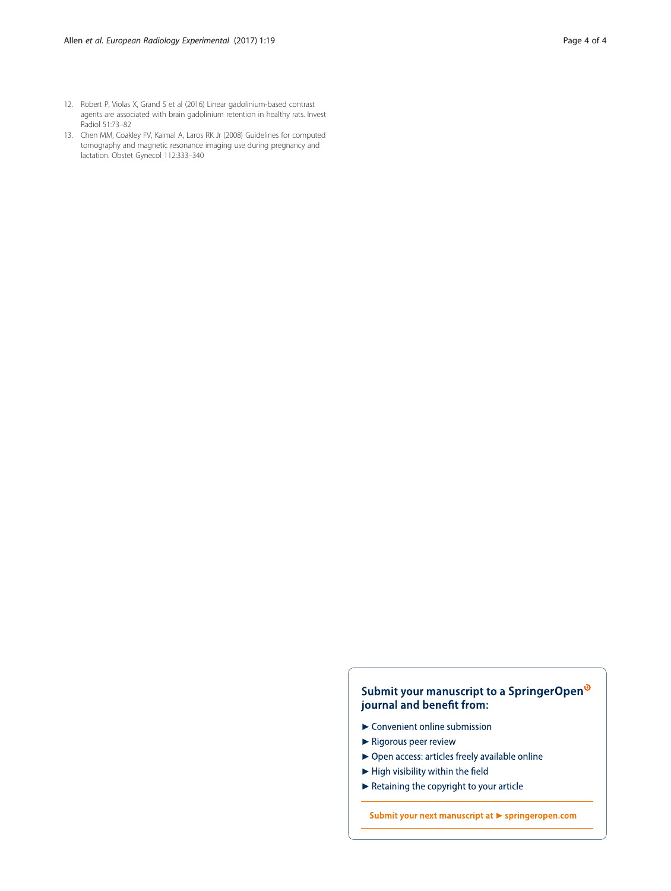12. Robert P, Violas X, Grand S et al (2016) Linear gadolinium-based contrast agents are associated with brain gadolinium retention in healthy rats. Invest Radiol 51:73–82
13. Chen MM, Coakley FV, Kaimal A, Laros RK Jr (2008) Guidelines for computed tomography and magnetic resonance imaging use during pregnancy and lactation. Obstet Gynecol 112:333–340

**Submit your manuscript to a SpringerOpen journal and benefit from:**

- ► Convenient online submission
- ► Rigorous peer review
- ► Open access: articles freely available online
- ► High visibility within the field
- ► Retaining the copyright to your article

**Submit your next manuscript at ► springeropen.com**